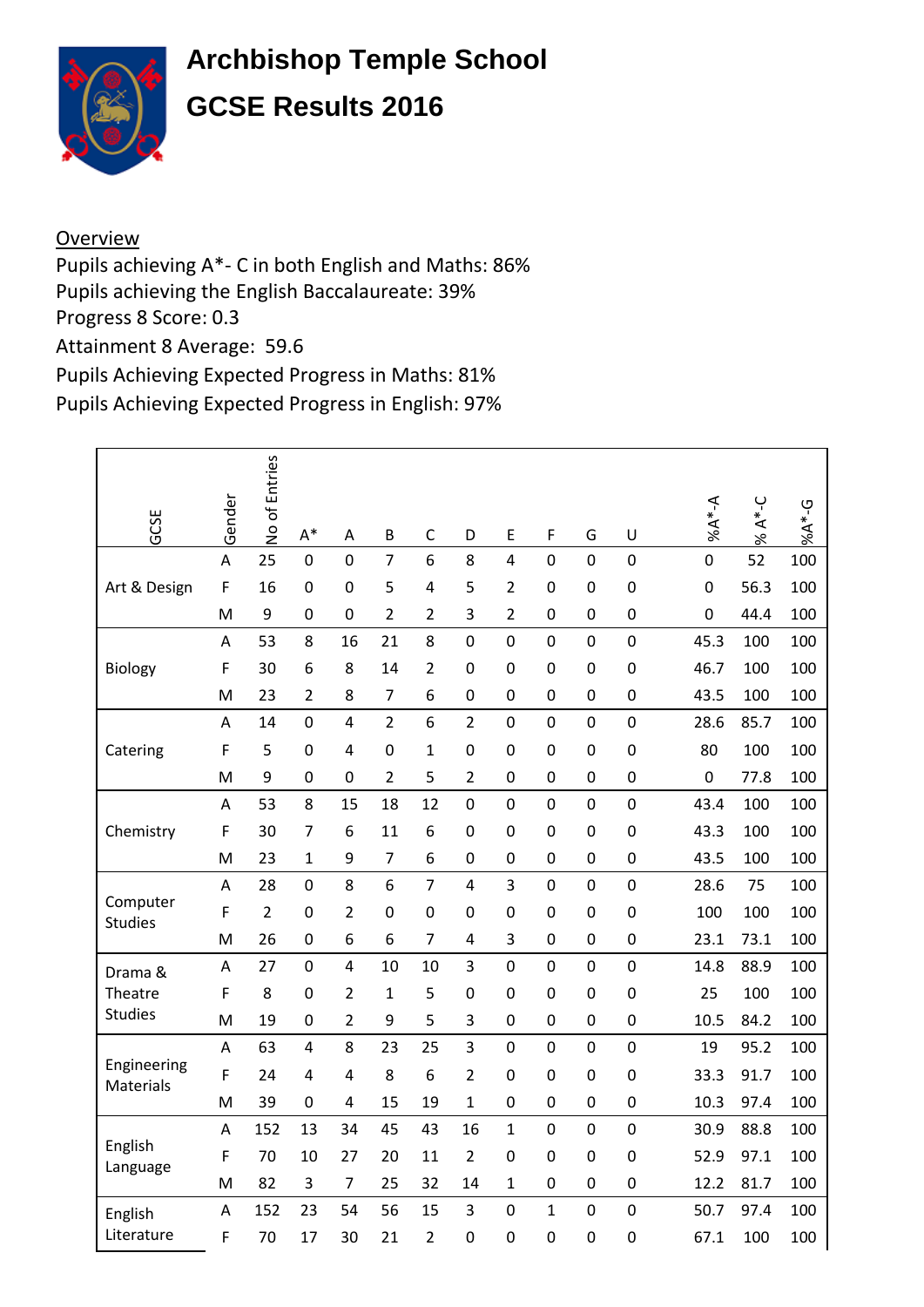# Archbishop Temple School

# GCSE Results 2016

<u>Overview</u>

Pupils achieving A*- C in both English and Maths: 86%
Pupils achieving the English Baccalaureate: 39%
Progress 8 Score: 0.3
Attainment 8 Average: 59.6
Pupils Achieving Expected Progress in Maths: 81%
Pupils Achieving Expected Progress in English: 97%

| GCSE | Gender | No of Entries | A* | A | B | C | D | E | F | G | U | %A*-A | % A*-C | %A*-G |
|---|---|---|---|---|---|---|---|---|---|---|---|---|---|---|
| Art & Design | A | 25 | 0 | 0 | 7 | 6 | 8 | 4 | 0 | 0 | 0 | 0 | 52 | 100 |
| | F | 16 | 0 | 0 | 5 | 4 | 5 | 2 | 0 | 0 | 0 | 0 | 56.3 | 100 |
| | M | 9 | 0 | 0 | 2 | 2 | 3 | 2 | 0 | 0 | 0 | 0 | 44.4 | 100 |
| Biology | A | 53 | 8 | 16 | 21 | 8 | 0 | 0 | 0 | 0 | 0 | 45.3 | 100 | 100 |
| | F | 30 | 6 | 8 | 14 | 2 | 0 | 0 | 0 | 0 | 0 | 46.7 | 100 | 100 |
| | M | 23 | 2 | 8 | 7 | 6 | 0 | 0 | 0 | 0 | 0 | 43.5 | 100 | 100 |
| Catering | A | 14 | 0 | 4 | 2 | 6 | 2 | 0 | 0 | 0 | 0 | 28.6 | 85.7 | 100 |
| | F | 5 | 0 | 4 | 0 | 1 | 0 | 0 | 0 | 0 | 0 | 80 | 100 | 100 |
| | M | 9 | 0 | 0 | 2 | 5 | 2 | 0 | 0 | 0 | 0 | 0 | 77.8 | 100 |
| Chemistry | A | 53 | 8 | 15 | 18 | 12 | 0 | 0 | 0 | 0 | 0 | 43.4 | 100 | 100 |
| | F | 30 | 7 | 6 | 11 | 6 | 0 | 0 | 0 | 0 | 0 | 43.3 | 100 | 100 |
| | M | 23 | 1 | 9 | 7 | 6 | 0 | 0 | 0 | 0 | 0 | 43.5 | 100 | 100 |
| Computer Studies | A | 28 | 0 | 8 | 6 | 7 | 4 | 3 | 0 | 0 | 0 | 28.6 | 75 | 100 |
| | F | 2 | 0 | 2 | 0 | 0 | 0 | 0 | 0 | 0 | 0 | 100 | 100 | 100 |
| | M | 26 | 0 | 6 | 6 | 7 | 4 | 3 | 0 | 0 | 0 | 23.1 | 73.1 | 100 |
| Drama & Theatre Studies | A | 27 | 0 | 4 | 10 | 10 | 3 | 0 | 0 | 0 | 0 | 14.8 | 88.9 | 100 |
| | F | 8 | 0 | 2 | 1 | 5 | 0 | 0 | 0 | 0 | 0 | 25 | 100 | 100 |
| | M | 19 | 0 | 2 | 9 | 5 | 3 | 0 | 0 | 0 | 0 | 10.5 | 84.2 | 100 |
| Engineering Materials | A | 63 | 4 | 8 | 23 | 25 | 3 | 0 | 0 | 0 | 0 | 19 | 95.2 | 100 |
| | F | 24 | 4 | 4 | 8 | 6 | 2 | 0 | 0 | 0 | 0 | 33.3 | 91.7 | 100 |
| | M | 39 | 0 | 4 | 15 | 19 | 1 | 0 | 0 | 0 | 0 | 10.3 | 97.4 | 100 |
| English Language | A | 152 | 13 | 34 | 45 | 43 | 16 | 1 | 0 | 0 | 0 | 30.9 | 88.8 | 100 |
| | F | 70 | 10 | 27 | 20 | 11 | 2 | 0 | 0 | 0 | 0 | 52.9 | 97.1 | 100 |
| | M | 82 | 3 | 7 | 25 | 32 | 14 | 1 | 0 | 0 | 0 | 12.2 | 81.7 | 100 |
| English Literature | A | 152 | 23 | 54 | 56 | 15 | 3 | 0 | 1 | 0 | 0 | 50.7 | 97.4 | 100 |
| | F | 70 | 17 | 30 | 21 | 2 | 0 | 0 | 0 | 0 | 0 | 67.1 | 100 | 100 |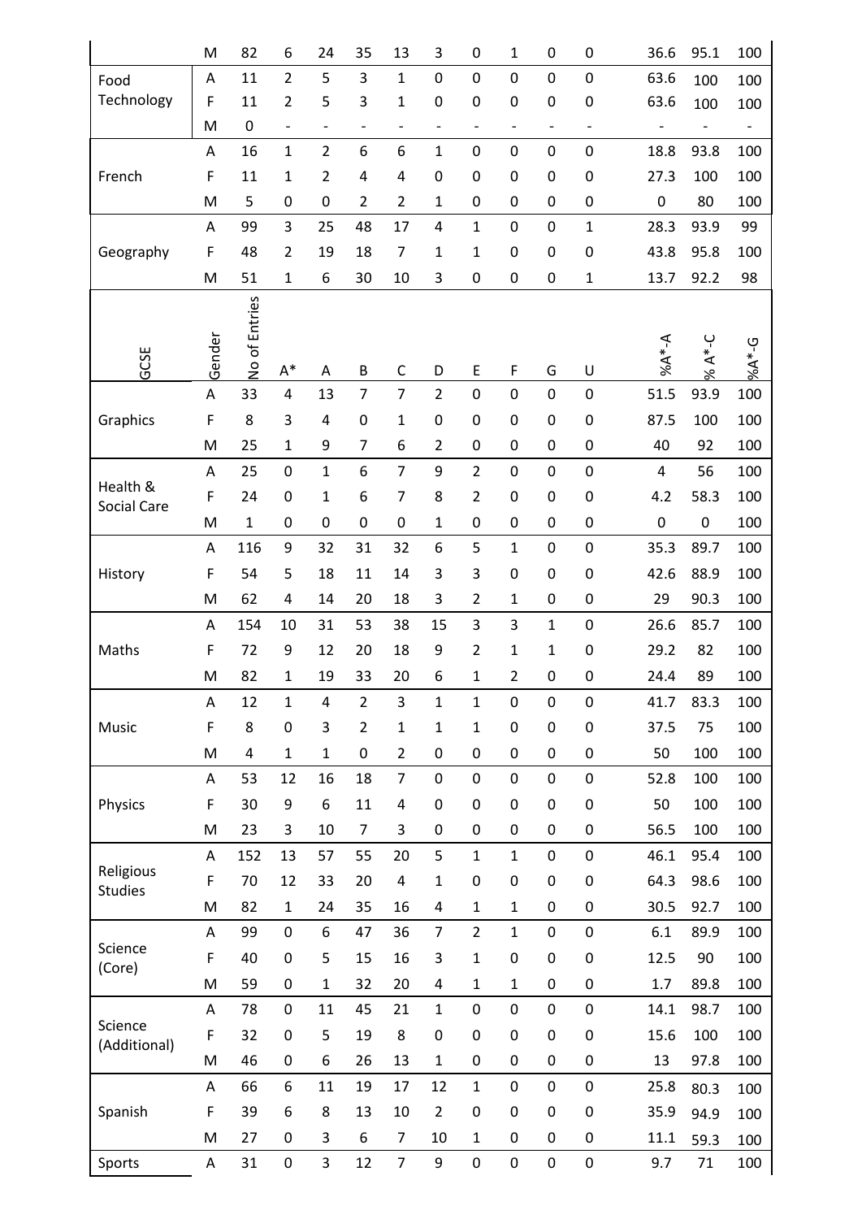| | M | 82 | 6 | 24 | 35 | 13 | 3 | 0 | 1 | 0 | 0 | 36.6 | 95.1 | 100 |
|---|---|---|---|---|---|---|---|---|---|---|---|---|---|---|
| Food Technology | A | 11 | 2 | 5 | 3 | 1 | 0 | 0 | 0 | 0 | 0 | 63.6 | 100 | 100 |
| | F | 11 | 2 | 5 | 3 | 1 | 0 | 0 | 0 | 0 | 0 | 63.6 | 100 | 100 |
| | M | 0 | - | - | - | - | - | - | - | - | - | - | - | - |
| French | A | 16 | 1 | 2 | 6 | 6 | 1 | 0 | 0 | 0 | 0 | 18.8 | 93.8 | 100 |
| | F | 11 | 1 | 2 | 4 | 4 | 0 | 0 | 0 | 0 | 0 | 27.3 | 100 | 100 |
| | M | 5 | 0 | 0 | 2 | 2 | 1 | 0 | 0 | 0 | 0 | 0 | 80 | 100 |
| Geography | A | 99 | 3 | 25 | 48 | 17 | 4 | 1 | 0 | 0 | 1 | 28.3 | 93.9 | 99 |
| | F | 48 | 2 | 19 | 18 | 7 | 1 | 1 | 0 | 0 | 0 | 43.8 | 95.8 | 100 |
| | M | 51 | 1 | 6 | 30 | 10 | 3 | 0 | 0 | 0 | 1 | 13.7 | 92.2 | 98 |

| GCSE | Gender | No of Entries | A* | A | B | C | D | E | F | G | U | %A*-A | % A*-C | %A*-G |
|---|---|---|---|---|---|---|---|---|---|---|---|---|---|---|
| Graphics | A | 33 | 4 | 13 | 7 | 7 | 2 | 0 | 0 | 0 | 0 | 51.5 | 93.9 | 100 |
| | F | 8 | 3 | 4 | 0 | 1 | 0 | 0 | 0 | 0 | 0 | 87.5 | 100 | 100 |
| | M | 25 | 1 | 9 | 7 | 6 | 2 | 0 | 0 | 0 | 0 | 40 | 92 | 100 |
| Health & Social Care | A | 25 | 0 | 1 | 6 | 7 | 9 | 2 | 0 | 0 | 0 | 4 | 56 | 100 |
| | F | 24 | 0 | 1 | 6 | 7 | 8 | 2 | 0 | 0 | 0 | 4.2 | 58.3 | 100 |
| | M | 1 | 0 | 0 | 0 | 0 | 1 | 0 | 0 | 0 | 0 | 0 | 0 | 100 |
| History | A | 116 | 9 | 32 | 31 | 32 | 6 | 5 | 1 | 0 | 0 | 35.3 | 89.7 | 100 |
| | F | 54 | 5 | 18 | 11 | 14 | 3 | 3 | 0 | 0 | 0 | 42.6 | 88.9 | 100 |
| | M | 62 | 4 | 14 | 20 | 18 | 3 | 2 | 1 | 0 | 0 | 29 | 90.3 | 100 |
| Maths | A | 154 | 10 | 31 | 53 | 38 | 15 | 3 | 3 | 1 | 0 | 26.6 | 85.7 | 100 |
| | F | 72 | 9 | 12 | 20 | 18 | 9 | 2 | 1 | 1 | 0 | 29.2 | 82 | 100 |
| | M | 82 | 1 | 19 | 33 | 20 | 6 | 1 | 2 | 0 | 0 | 24.4 | 89 | 100 |
| Music | A | 12 | 1 | 4 | 2 | 3 | 1 | 1 | 0 | 0 | 0 | 41.7 | 83.3 | 100 |
| | F | 8 | 0 | 3 | 2 | 1 | 1 | 1 | 0 | 0 | 0 | 37.5 | 75 | 100 |
| | M | 4 | 1 | 1 | 0 | 2 | 0 | 0 | 0 | 0 | 0 | 50 | 100 | 100 |
| Physics | A | 53 | 12 | 16 | 18 | 7 | 0 | 0 | 0 | 0 | 0 | 52.8 | 100 | 100 |
| | F | 30 | 9 | 6 | 11 | 4 | 0 | 0 | 0 | 0 | 0 | 50 | 100 | 100 |
| | M | 23 | 3 | 10 | 7 | 3 | 0 | 0 | 0 | 0 | 0 | 56.5 | 100 | 100 |
| Religious Studies | A | 152 | 13 | 57 | 55 | 20 | 5 | 1 | 1 | 0 | 0 | 46.1 | 95.4 | 100 |
| | F | 70 | 12 | 33 | 20 | 4 | 1 | 0 | 0 | 0 | 0 | 64.3 | 98.6 | 100 |
| | M | 82 | 1 | 24 | 35 | 16 | 4 | 1 | 1 | 0 | 0 | 30.5 | 92.7 | 100 |
| Science (Core) | A | 99 | 0 | 6 | 47 | 36 | 7 | 2 | 1 | 0 | 0 | 6.1 | 89.9 | 100 |
| | F | 40 | 0 | 5 | 15 | 16 | 3 | 1 | 0 | 0 | 0 | 12.5 | 90 | 100 |
| | M | 59 | 0 | 1 | 32 | 20 | 4 | 1 | 1 | 0 | 0 | 1.7 | 89.8 | 100 |
| Science (Additional) | A | 78 | 0 | 11 | 45 | 21 | 1 | 0 | 0 | 0 | 0 | 14.1 | 98.7 | 100 |
| | F | 32 | 0 | 5 | 19 | 8 | 0 | 0 | 0 | 0 | 0 | 15.6 | 100 | 100 |
| | M | 46 | 0 | 6 | 26 | 13 | 1 | 0 | 0 | 0 | 0 | 13 | 97.8 | 100 |
| Spanish | A | 66 | 6 | 11 | 19 | 17 | 12 | 1 | 0 | 0 | 0 | 25.8 | 80.3 | 100 |
| | F | 39 | 6 | 8 | 13 | 10 | 2 | 0 | 0 | 0 | 0 | 35.9 | 94.9 | 100 |
| | M | 27 | 0 | 3 | 6 | 7 | 10 | 1 | 0 | 0 | 0 | 11.1 | 59.3 | 100 |
| Sports | A | 31 | 0 | 3 | 12 | 7 | 9 | 0 | 0 | 0 | 0 | 9.7 | 71 | 100 |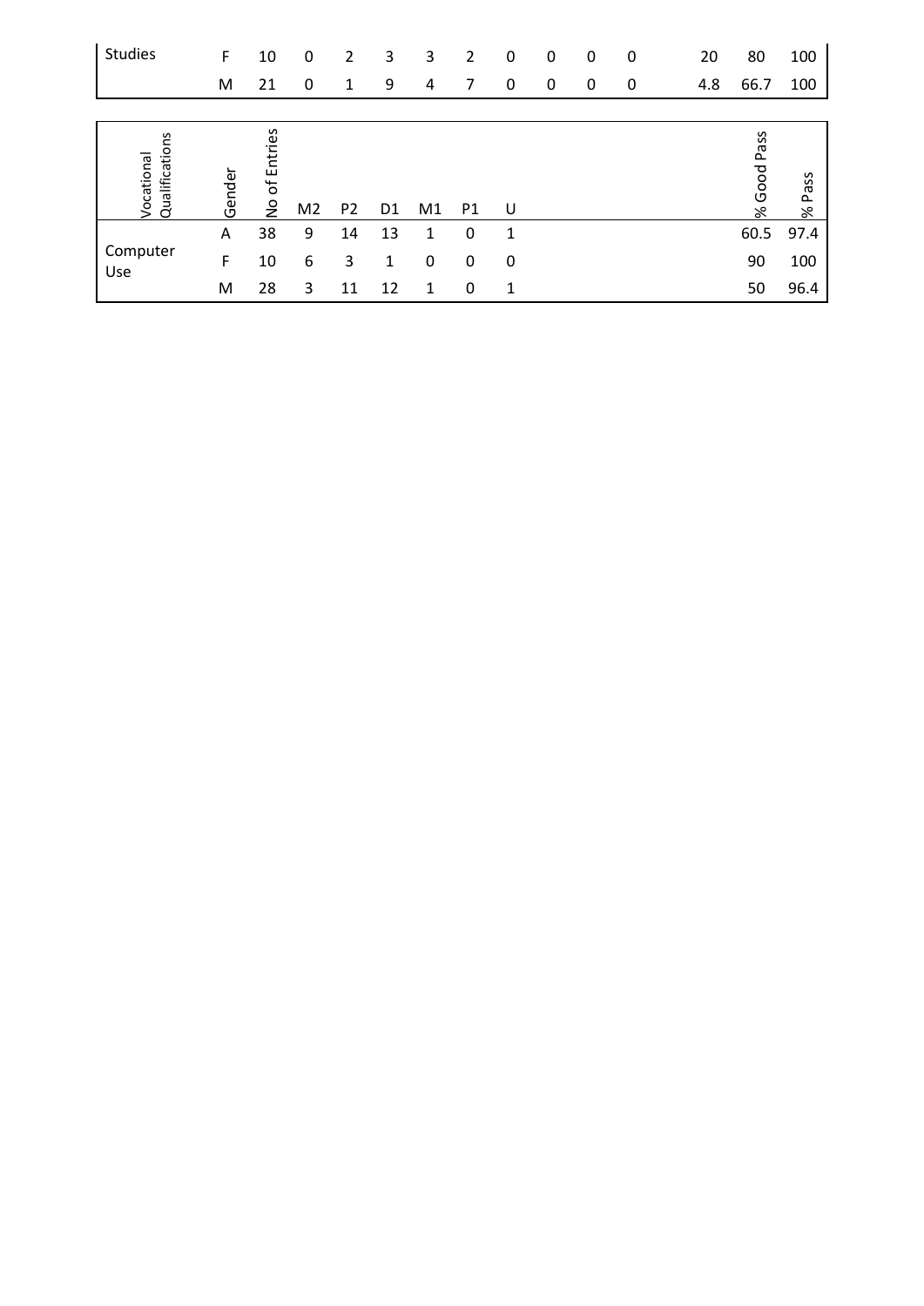| | | | | | | | | | | | | | | |
|---|---|---|---|---|---|---|---|---|---|---|---|---|---|---|
| Studies | F | 10 | 0 | 2 | 3 | 3 | 2 | 0 | 0 | 0 | 0 | 20 | 80 | 100 |
| | M | 21 | 0 | 1 | 9 | 4 | 7 | 0 | 0 | 0 | 0 | 4.8 | 66.7 | 100 |

| Vocational Qualifications | Gender | No of Entries | M2 | P2 | D1 | M1 | P1 | U | % Good Pass | % Pass |
|---|---|---|---|---|---|---|---|---|---|---|
| Computer Use | A | 38 | 9 | 14 | 13 | 1 | 0 | 1 | 60.5 | 97.4 |
| | F | 10 | 6 | 3 | 1 | 0 | 0 | 0 | 90 | 100 |
| | M | 28 | 3 | 11 | 12 | 1 | 0 | 1 | 50 | 96.4 |